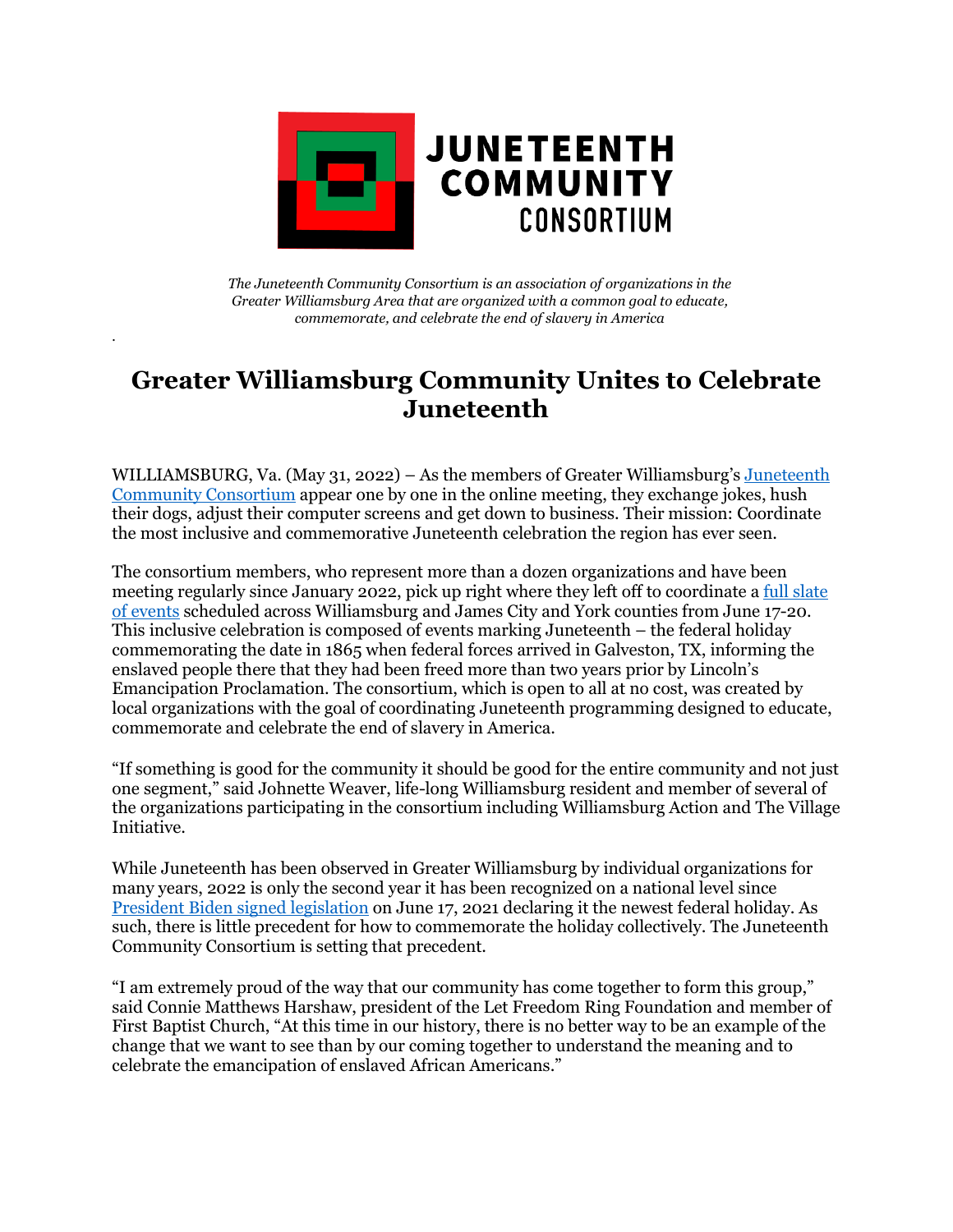JUNETEENTH COMMUNITY CONSORTIUM

*The Juneteenth Community Consortium is an association of organizations in the Greater Williamsburg Area that are organized with a common goal to educate, commemorate, and celebrate the end of slavery in America*

# Greater Williamsburg Community Unites to Celebrate Juneteenth

WILLIAMSBURG, Va. (May 31, 2022) – As the members of Greater Williamsburg's Juneteenth Community Consortium appear one by one in the online meeting, they exchange jokes, hush their dogs, adjust their computer screens and get down to business. Their mission: Coordinate the most inclusive and commemorative Juneteenth celebration the region has ever seen.

The consortium members, who represent more than a dozen organizations and have been meeting regularly since January 2022, pick up right where they left off to coordinate a full slate of events scheduled across Williamsburg and James City and York counties from June 17-20. This inclusive celebration is composed of events marking Juneteenth – the federal holiday commemorating the date in 1865 when federal forces arrived in Galveston, TX, informing the enslaved people there that they had been freed more than two years prior by Lincoln's Emancipation Proclamation. The consortium, which is open to all at no cost, was created by local organizations with the goal of coordinating Juneteenth programming designed to educate, commemorate and celebrate the end of slavery in America.

"If something is good for the community it should be good for the entire community and not just one segment," said Johnette Weaver, life-long Williamsburg resident and member of several of the organizations participating in the consortium including Williamsburg Action and The Village Initiative.

While Juneteenth has been observed in Greater Williamsburg by individual organizations for many years, 2022 is only the second year it has been recognized on a national level since President Biden signed legislation on June 17, 2021 declaring it the newest federal holiday. As such, there is little precedent for how to commemorate the holiday collectively. The Juneteenth Community Consortium is setting that precedent.

"I am extremely proud of the way that our community has come together to form this group," said Connie Matthews Harshaw, president of the Let Freedom Ring Foundation and member of First Baptist Church, "At this time in our history, there is no better way to be an example of the change that we want to see than by our coming together to understand the meaning and to celebrate the emancipation of enslaved African Americans."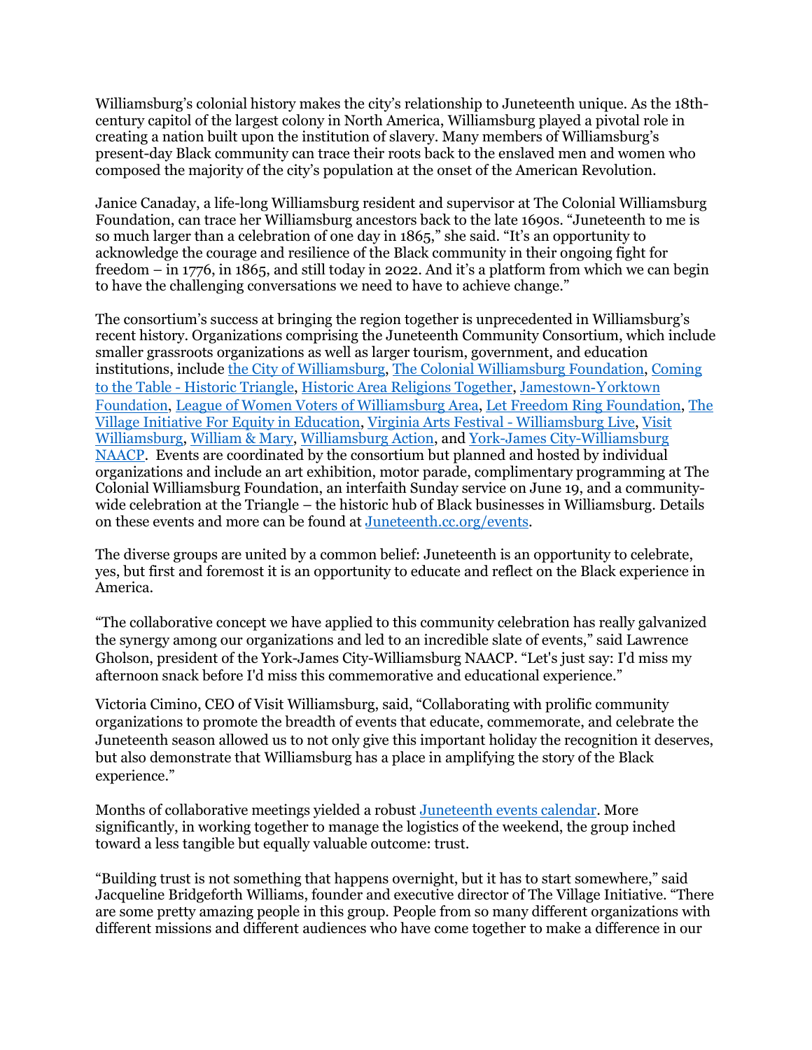Williamsburg's colonial history makes the city's relationship to Juneteenth unique. As the 18th-century capitol of the largest colony in North America, Williamsburg played a pivotal role in creating a nation built upon the institution of slavery. Many members of Williamsburg's present-day Black community can trace their roots back to the enslaved men and women who composed the majority of the city's population at the onset of the American Revolution.

Janice Canaday, a life-long Williamsburg resident and supervisor at The Colonial Williamsburg Foundation, can trace her Williamsburg ancestors back to the late 1690s. "Juneteenth to me is so much larger than a celebration of one day in 1865," she said. "It's an opportunity to acknowledge the courage and resilience of the Black community in their ongoing fight for freedom – in 1776, in 1865, and still today in 2022. And it's a platform from which we can begin to have the challenging conversations we need to have to achieve change."

The consortium's success at bringing the region together is unprecedented in Williamsburg's recent history. Organizations comprising the Juneteenth Community Consortium, which include smaller grassroots organizations as well as larger tourism, government, and education institutions, include the City of Williamsburg, The Colonial Williamsburg Foundation, Coming to the Table - Historic Triangle, Historic Area Religions Together, Jamestown-Yorktown Foundation, League of Women Voters of Williamsburg Area, Let Freedom Ring Foundation, The Village Initiative For Equity in Education, Virginia Arts Festival - Williamsburg Live, Visit Williamsburg, William & Mary, Williamsburg Action, and York-James City-Williamsburg NAACP. Events are coordinated by the consortium but planned and hosted by individual organizations and include an art exhibition, motor parade, complimentary programming at The Colonial Williamsburg Foundation, an interfaith Sunday service on June 19, and a community-wide celebration at the Triangle – the historic hub of Black businesses in Williamsburg. Details on these events and more can be found at Juneteenth.cc.org/events.

The diverse groups are united by a common belief: Juneteenth is an opportunity to celebrate, yes, but first and foremost it is an opportunity to educate and reflect on the Black experience in America.

"The collaborative concept we have applied to this community celebration has really galvanized the synergy among our organizations and led to an incredible slate of events," said Lawrence Gholson, president of the York-James City-Williamsburg NAACP. "Let's just say: I'd miss my afternoon snack before I'd miss this commemorative and educational experience."

Victoria Cimino, CEO of Visit Williamsburg, said, "Collaborating with prolific community organizations to promote the breadth of events that educate, commemorate, and celebrate the Juneteenth season allowed us to not only give this important holiday the recognition it deserves, but also demonstrate that Williamsburg has a place in amplifying the story of the Black experience."

Months of collaborative meetings yielded a robust Juneteenth events calendar. More significantly, in working together to manage the logistics of the weekend, the group inched toward a less tangible but equally valuable outcome: trust.

"Building trust is not something that happens overnight, but it has to start somewhere," said Jacqueline Bridgeforth Williams, founder and executive director of The Village Initiative. "There are some pretty amazing people in this group. People from so many different organizations with different missions and different audiences who have come together to make a difference in our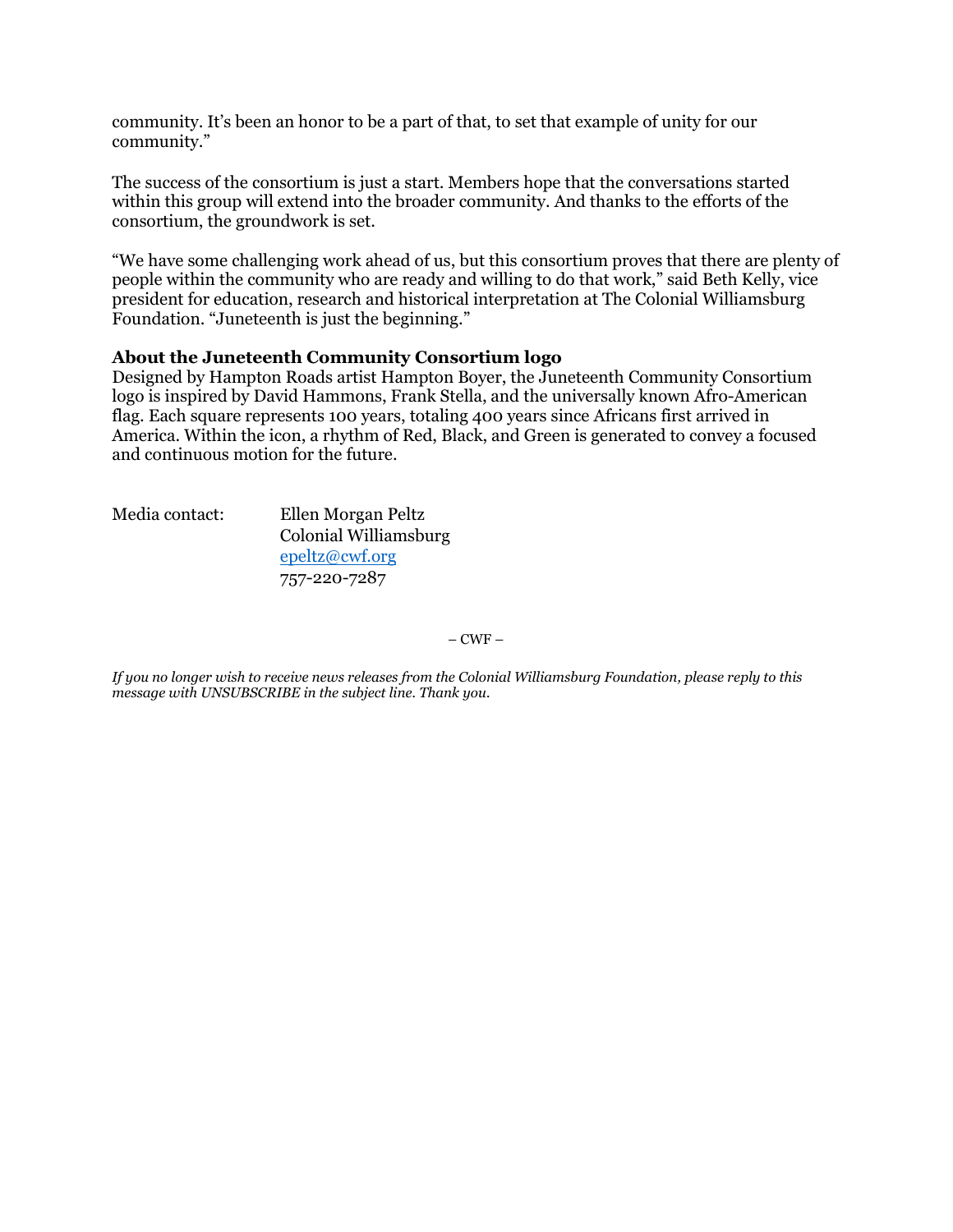community. It's been an honor to be a part of that, to set that example of unity for our community."

The success of the consortium is just a start. Members hope that the conversations started within this group will extend into the broader community. And thanks to the efforts of the consortium, the groundwork is set.

"We have some challenging work ahead of us, but this consortium proves that there are plenty of people within the community who are ready and willing to do that work," said Beth Kelly, vice president for education, research and historical interpretation at The Colonial Williamsburg Foundation. "Juneteenth is just the beginning."

**About the Juneteenth Community Consortium logo**
Designed by Hampton Roads artist Hampton Boyer, the Juneteenth Community Consortium logo is inspired by David Hammons, Frank Stella, and the universally known Afro-American flag. Each square represents 100 years, totaling 400 years since Africans first arrived in America. Within the icon, a rhythm of Red, Black, and Green is generated to convey a focused and continuous motion for the future.

Media contact: Ellen Morgan Peltz
Colonial Williamsburg
epeltz@cwf.org
757-220-7287

– CWF –

*If you no longer wish to receive news releases from the Colonial Williamsburg Foundation, please reply to this message with UNSUBSCRIBE in the subject line. Thank you.*